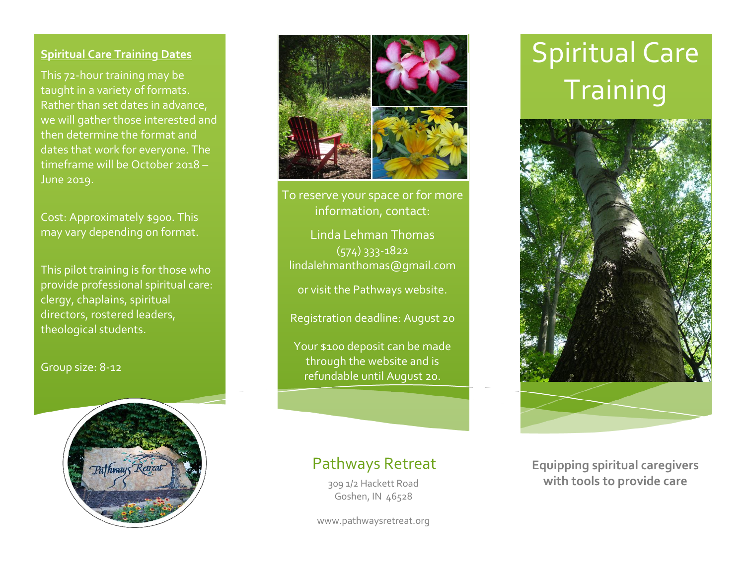## Spiritual Care Training Dates

This 72-hour training may be taught in a variety of formats. Rather than set dates in advance, we will gather those interested and then determine the format and dates that work for everyone. The timeframe will be October 2018 – June 2019.

Cost: Approximately $900. This may vary depending on format.

This pilot training is for those who provide professional spiritual care: clergy, chaplains, spiritual directors, rostered leaders, theological students.

Group size: 8-12

To reserve your space or for more information, contact:

Linda Lehman Thomas
(574) 333-1822
lindalehmanthomas@gmail.com

or visit the Pathways website.

Registration deadline: August 20

Your $100 deposit can be made through the website and is refundable until August 20.

## Pathways Retreat

309 1/2 Hackett Road
Goshen, IN 46528

www.pathwaysretreat.org

# Spiritual Care Training

**Equipping spiritual caregivers with tools to provide care**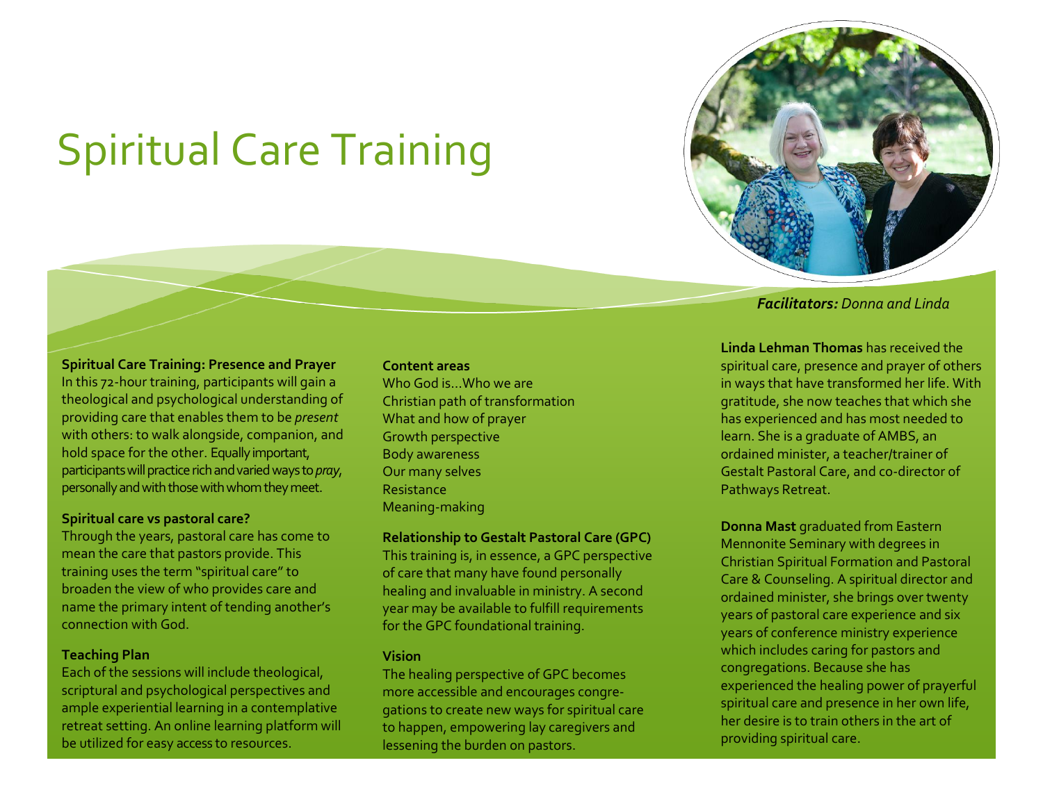# Spiritual Care Training

*Facilitators:* *Donna and Linda*

**Spiritual Care Training: Presence and Prayer**
In this 72-hour training, participants will gain a theological and psychological understanding of providing care that enables them to be *present* with others: to walk alongside, companion, and hold space for the other. Equally important, participants will practice rich and varied ways to *pray*, personally and with those with whom they meet.

**Spiritual care vs pastoral care?**
Through the years, pastoral care has come to mean the care that pastors provide. This training uses the term "spiritual care" to broaden the view of who provides care and name the primary intent of tending another's connection with God.

**Teaching Plan**
Each of the sessions will include theological, scriptural and psychological perspectives and ample experiential learning in a contemplative retreat setting. An online learning platform will be utilized for easy access to resources.

**Content areas**
Who God is…Who we are
Christian path of transformation
What and how of prayer
Growth perspective
Body awareness
Our many selves
Resistance
Meaning-making

**Relationship to Gestalt Pastoral Care (GPC)**
This training is, in essence, a GPC perspective of care that many have found personally healing and invaluable in ministry. A second year may be available to fulfill requirements for the GPC foundational training.

**Vision**
The healing perspective of GPC becomes more accessible and encourages congregations to create new ways for spiritual care to happen, empowering lay caregivers and lessening the burden on pastors.

**Linda Lehman Thomas** has received the spiritual care, presence and prayer of others in ways that have transformed her life. With gratitude, she now teaches that which she has experienced and has most needed to learn. She is a graduate of AMBS, an ordained minister, a teacher/trainer of Gestalt Pastoral Care, and co-director of Pathways Retreat.

**Donna Mast** graduated from Eastern Mennonite Seminary with degrees in Christian Spiritual Formation and Pastoral Care & Counseling. A spiritual director and ordained minister, she brings over twenty years of pastoral care experience and six years of conference ministry experience which includes caring for pastors and congregations. Because she has experienced the healing power of prayerful spiritual care and presence in her own life, her desire is to train others in the art of providing spiritual care.